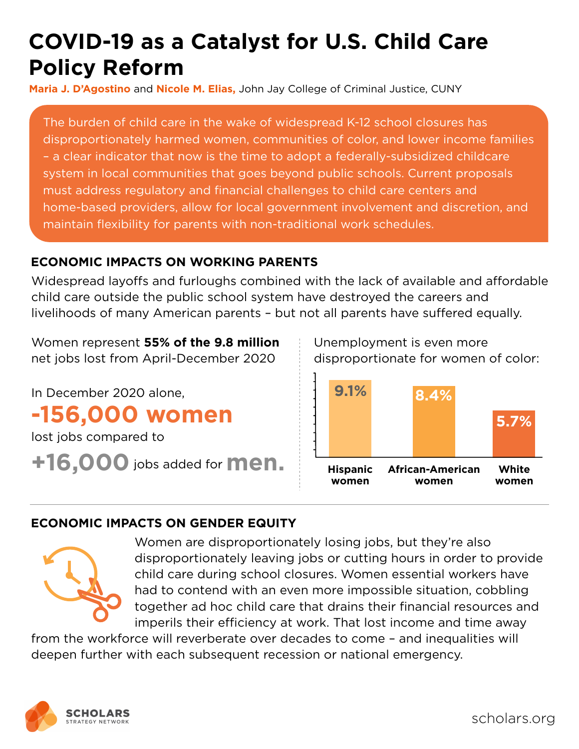# COVID-19 as a Catalyst for U.S. Child Care Policy Reform

**Maria J. D'Agostino** and **Nicole M. Elias,** John Jay College of Criminal Justice, CUNY

The burden of child care in the wake of widespread K-12 school closures has disproportionately harmed women, communities of color, and lower income families – a clear indicator that now is the time to adopt a federally-subsidized childcare system in local communities that goes beyond public schools. Current proposals must address regulatory and financial challenges to child care centers and home-based providers, allow for local government involvement and discretion, and maintain flexibility for parents with non-traditional work schedules.

## ECONOMIC IMPACTS ON WORKING PARENTS

Widespread layoffs and furloughs combined with the lack of available and affordable child care outside the public school system have destroyed the careers and livelihoods of many American parents – but not all parents have suffered equally.

Women represent **55% of the 9.8 million** net jobs lost from April-December 2020

In December 2020 alone,

**-156,000 women**

lost jobs compared to

**+16,000** jobs added for **men.**

Unemployment is even more disproportionate for women of color:

| Hispanic women | African-American women | White women |
|---|---|---|
| 9.1% | 8.4% | 5.7% |

## ECONOMIC IMPACTS ON GENDER EQUITY

Women are disproportionately losing jobs, but they're also disproportionately leaving jobs or cutting hours in order to provide child care during school closures. Women essential workers have had to contend with an even more impossible situation, cobbling together ad hoc child care that drains their financial resources and imperils their efficiency at work. That lost income and time away from the workforce will reverberate over decades to come – and inequalities will deepen further with each subsequent recession or national emergency.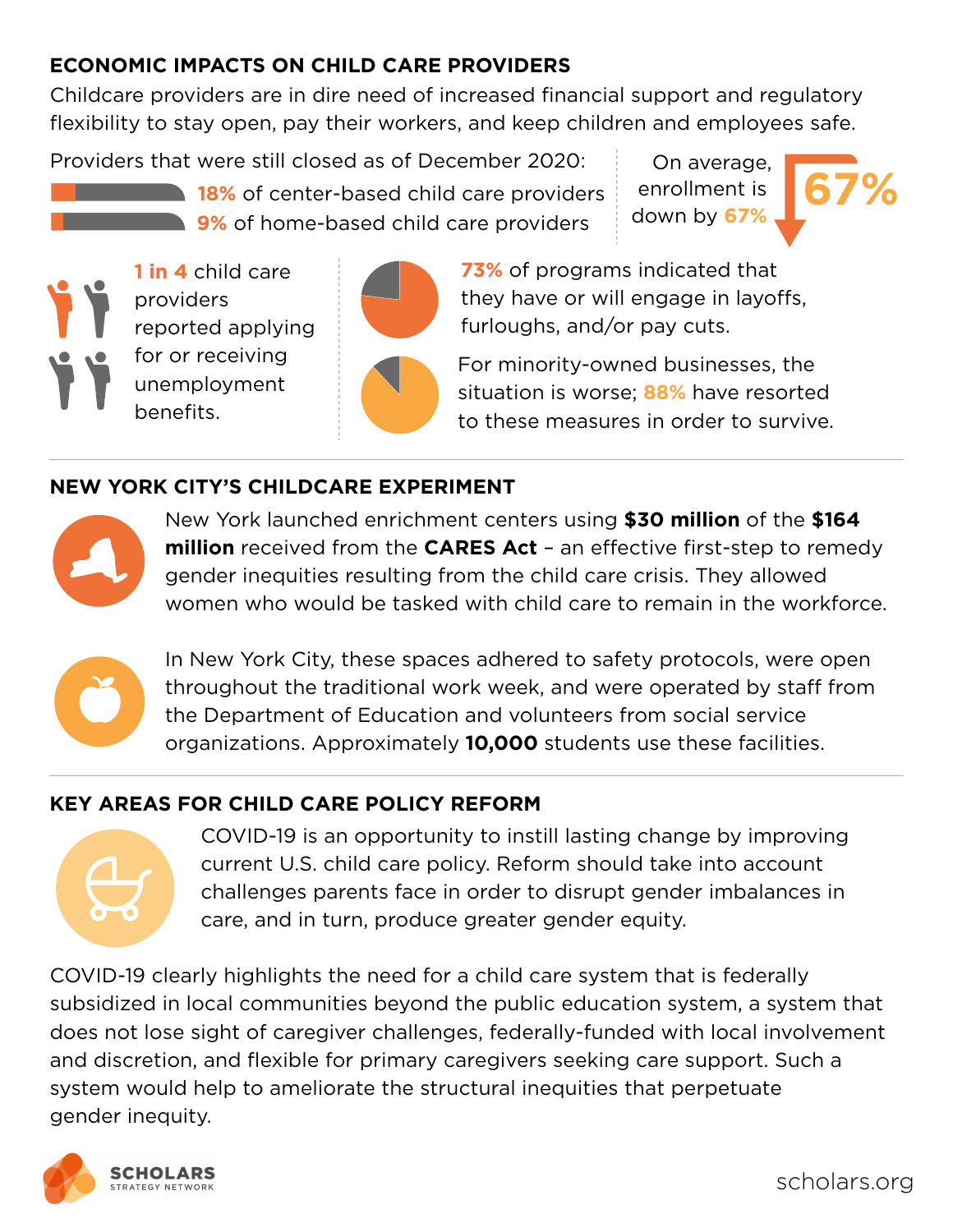## ECONOMIC IMPACTS ON CHILD CARE PROVIDERS

Childcare providers are in dire need of increased financial support and regulatory flexibility to stay open, pay their workers, and keep children and employees safe.

Providers that were still closed as of December 2020:

18% of center-based child care providers

9% of home-based child care providers

On average, enrollment is down by 67%

67%

1 in 4 child care providers reported applying for or receiving unemployment benefits.

73% of programs indicated that they have or will engage in layoffs, furloughs, and/or pay cuts.

For minority-owned businesses, the situation is worse; 88% have resorted to these measures in order to survive.

## NEW YORK CITY'S CHILDCARE EXPERIMENT

New York launched enrichment centers using **$30 million** of the **$164 million** received from the **CARES Act** – an effective first-step to remedy gender inequities resulting from the child care crisis. They allowed women who would be tasked with child care to remain in the workforce.

In New York City, these spaces adhered to safety protocols, were open throughout the traditional work week, and were operated by staff from the Department of Education and volunteers from social service organizations. Approximately **10,000** students use these facilities.

## KEY AREAS FOR CHILD CARE POLICY REFORM

COVID-19 is an opportunity to instill lasting change by improving current U.S. child care policy. Reform should take into account challenges parents face in order to disrupt gender imbalances in care, and in turn, produce greater gender equity.

COVID-19 clearly highlights the need for a child care system that is federally subsidized in local communities beyond the public education system, a system that does not lose sight of caregiver challenges, federally-funded with local involvement and discretion, and flexible for primary caregivers seeking care support. Such a system would help to ameliorate the structural inequities that perpetuate gender inequity.

SCHOLARS STRATEGY NETWORK

scholars.org